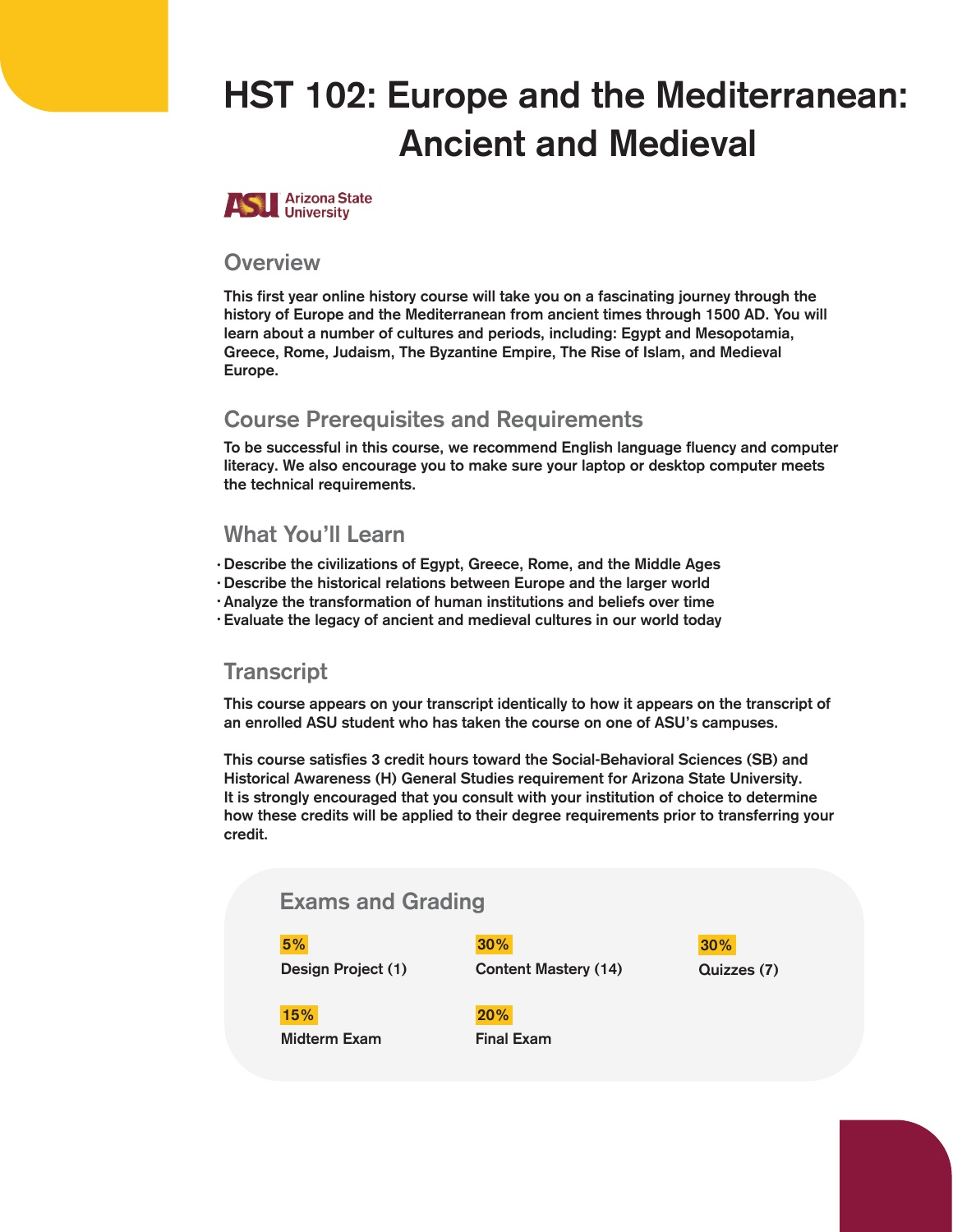# HST 102: Europe and the Mediterranean: Ancient and Medieval

Arizona State University

## Overview

This first year online history course will take you on a fascinating journey through the history of Europe and the Mediterranean from ancient times through 1500 AD. You will learn about a number of cultures and periods, including: Egypt and Mesopotamia, Greece, Rome, Judaism, The Byzantine Empire, The Rise of Islam, and Medieval Europe.

## Course Prerequisites and Requirements

To be successful in this course, we recommend English language fluency and computer literacy. We also encourage you to make sure your laptop or desktop computer meets the technical requirements.

## What You'll Learn

- Describe the civilizations of Egypt, Greece, Rome, and the Middle Ages
- Describe the historical relations between Europe and the larger world
- Analyze the transformation of human institutions and beliefs over time
- Evaluate the legacy of ancient and medieval cultures in our world today

## Transcript

This course appears on your transcript identically to how it appears on the transcript of an enrolled ASU student who has taken the course on one of ASU's campuses.

This course satisfies 3 credit hours toward the Social-Behavioral Sciences (SB) and Historical Awareness (H) General Studies requirement for Arizona State University. It is strongly encouraged that you consult with your institution of choice to determine how these credits will be applied to their degree requirements prior to transferring your credit.

## Exams and Grading

**5%**
Design Project (1)

**30%**
Content Mastery (14)

**30%**
Quizzes (7)

**15%**
Midterm Exam

**20%**
Final Exam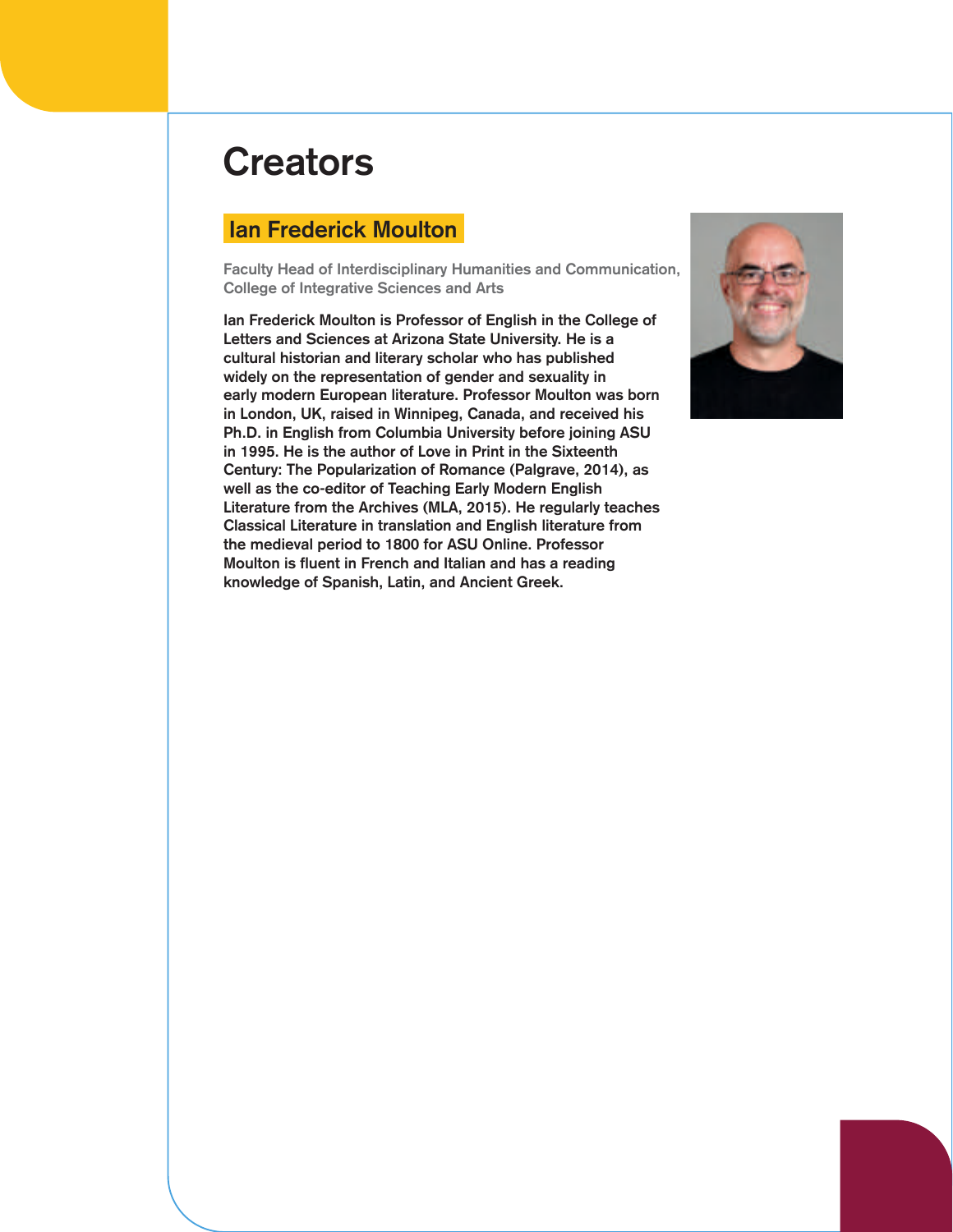# Creators

## Ian Frederick Moulton

Faculty Head of Interdisciplinary Humanities and Communication, College of Integrative Sciences and Arts

**Ian Frederick Moulton is Professor of English in the College of Letters and Sciences at Arizona State University. He is a cultural historian and literary scholar who has published widely on the representation of gender and sexuality in early modern European literature. Professor Moulton was born in London, UK, raised in Winnipeg, Canada, and received his Ph.D. in English from Columbia University before joining ASU in 1995. He is the author of Love in Print in the Sixteenth Century: The Popularization of Romance (Palgrave, 2014), as well as the co-editor of Teaching Early Modern English Literature from the Archives (MLA, 2015). He regularly teaches Classical Literature in translation and English literature from the medieval period to 1800 for ASU Online. Professor Moulton is fluent in French and Italian and has a reading knowledge of Spanish, Latin, and Ancient Greek.**